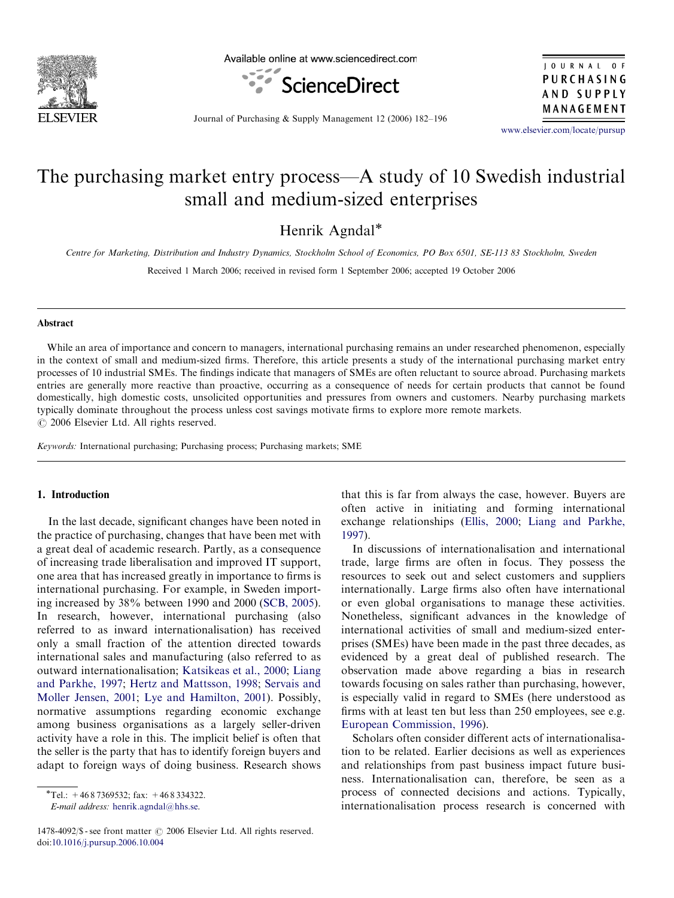# The purchasing market entry process—A study of 10 Swedish industrial small and medium-sized enterprises

Henrik Agndal*

Centre for Marketing, Distribution and Industry Dynamics, Stockholm School of Economics, PO Box 6501, SE-113 83 Stockholm, Sweden

Received 1 March 2006; received in revised form 1 September 2006; accepted 19 October 2006

## Abstract

While an area of importance and concern to managers, international purchasing remains an under researched phenomenon, especially in the context of small and medium-sized firms. Therefore, this article presents a study of the international purchasing market entry processes of 10 industrial SMEs. The findings indicate that managers of SMEs are often reluctant to source abroad. Purchasing markets entries are generally more reactive than proactive, occurring as a consequence of needs for certain products that cannot be found domestically, high domestic costs, unsolicited opportunities and pressures from owners and customers. Nearby purchasing markets typically dominate throughout the process unless cost savings motivate firms to explore more remote markets.

© 2006 Elsevier Ltd. All rights reserved.

*Keywords:* International purchasing; Purchasing process; Purchasing markets; SME

## 1. Introduction

In the last decade, significant changes have been noted in the practice of purchasing, changes that have been met with a great deal of academic research. Partly, as a consequence of increasing trade liberalisation and improved IT support, one area that has increased greatly in importance to firms is international purchasing. For example, in Sweden importing increased by 38% between 1990 and 2000 (SCB, 2005). In research, however, international purchasing (also referred to as inward internationalisation) has received only a small fraction of the attention directed towards international sales and manufacturing (also referred to as outward internationalisation; Katsikeas et al., 2000; Liang and Parkhe, 1997; Hertz and Mattsson, 1998; Servais and Moller Jensen, 2001; Lye and Hamilton, 2001). Possibly, normative assumptions regarding economic exchange among business organisations as a largely seller-driven activity have a role in this. The implicit belief is often that the seller is the party that has to identify foreign buyers and adapt to foreign ways of doing business. Research shows that this is far from always the case, however. Buyers are often active in initiating and forming international exchange relationships (Ellis, 2000; Liang and Parkhe, 1997).

In discussions of internationalisation and international trade, large firms are often in focus. They possess the resources to seek out and select customers and suppliers internationally. Large firms also often have international or even global organisations to manage these activities. Nonetheless, significant advances in the knowledge of international activities of small and medium-sized enterprises (SMEs) have been made in the past three decades, as evidenced by a great deal of published research. The observation made above regarding a bias in research towards focusing on sales rather than purchasing, however, is especially valid in regard to SMEs (here understood as firms with at least ten but less than 250 employees, see e.g. European Commission, 1996).

Scholars often consider different acts of internationalisation to be related. Earlier decisions as well as experiences and relationships from past business impact future business. Internationalisation can, therefore, be seen as a process of connected decisions and actions. Typically, internationalisation process research is concerned with

*Tel.: +46 8 7369532; fax: +46 8 334322.
*E-mail address:* henrik.agndal@hhs.se.

1478-4092/$ - see front matter © 2006 Elsevier Ltd. All rights reserved.
doi:10.1016/j.pursup.2006.10.004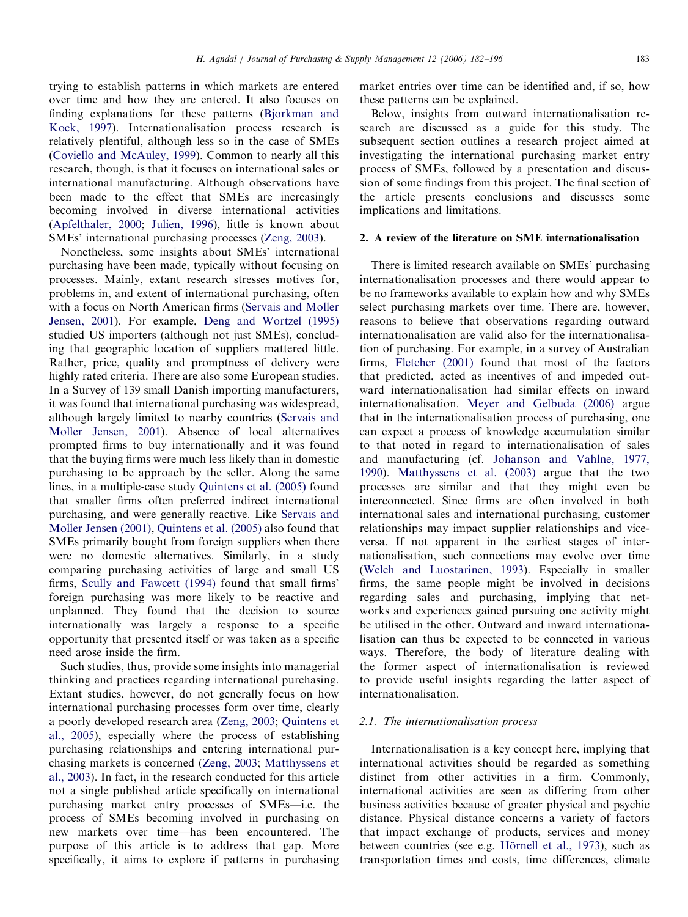trying to establish patterns in which markets are entered over time and how they are entered. It also focuses on finding explanations for these patterns (Bjorkman and Kock, 1997). Internationalisation process research is relatively plentiful, although less so in the case of SMEs (Coviello and McAuley, 1999). Common to nearly all this research, though, is that it focuses on international sales or international manufacturing. Although observations have been made to the effect that SMEs are increasingly becoming involved in diverse international activities (Apfelthaler, 2000; Julien, 1996), little is known about SMEs' international purchasing processes (Zeng, 2003).

Nonetheless, some insights about SMEs' international purchasing have been made, typically without focusing on processes. Mainly, extant research stresses motives for, problems in, and extent of international purchasing, often with a focus on North American firms (Servais and Moller Jensen, 2001). For example, Deng and Wortzel (1995) studied US importers (although not just SMEs), concluding that geographic location of suppliers mattered little. Rather, price, quality and promptness of delivery were highly rated criteria. There are also some European studies. In a Survey of 139 small Danish importing manufacturers, it was found that international purchasing was widespread, although largely limited to nearby countries (Servais and Moller Jensen, 2001). Absence of local alternatives prompted firms to buy internationally and it was found that the buying firms were much less likely than in domestic purchasing to be approach by the seller. Along the same lines, in a multiple-case study Quintens et al. (2005) found that smaller firms often preferred indirect international purchasing, and were generally reactive. Like Servais and Moller Jensen (2001), Quintens et al. (2005) also found that SMEs primarily bought from foreign suppliers when there were no domestic alternatives. Similarly, in a study comparing purchasing activities of large and small US firms, Scully and Fawcett (1994) found that small firms' foreign purchasing was more likely to be reactive and unplanned. They found that the decision to source internationally was largely a response to a specific opportunity that presented itself or was taken as a specific need arose inside the firm.

Such studies, thus, provide some insights into managerial thinking and practices regarding international purchasing. Extant studies, however, do not generally focus on how international purchasing processes form over time, clearly a poorly developed research area (Zeng, 2003; Quintens et al., 2005), especially where the process of establishing purchasing relationships and entering international purchasing markets is concerned (Zeng, 2003; Matthyssens et al., 2003). In fact, in the research conducted for this article not a single published article specifically on international purchasing market entry processes of SMEs—i.e. the process of SMEs becoming involved in purchasing on new markets over time—has been encountered. The purpose of this article is to address that gap. More specifically, it aims to explore if patterns in purchasing market entries over time can be identified and, if so, how these patterns can be explained.

Below, insights from outward internationalisation research are discussed as a guide for this study. The subsequent section outlines a research project aimed at investigating the international purchasing market entry process of SMEs, followed by a presentation and discussion of some findings from this project. The final section of the article presents conclusions and discusses some implications and limitations.

## 2. A review of the literature on SME internationalisation

There is limited research available on SMEs' purchasing internationalisation processes and there would appear to be no frameworks available to explain how and why SMEs select purchasing markets over time. There are, however, reasons to believe that observations regarding outward internationalisation are valid also for the internationalisation of purchasing. For example, in a survey of Australian firms, Fletcher (2001) found that most of the factors that predicted, acted as incentives of and impeded outward internationalisation had similar effects on inward internationalisation. Meyer and Gelbuda (2006) argue that in the internationalisation process of purchasing, one can expect a process of knowledge accumulation similar to that noted in regard to internationalisation of sales and manufacturing (cf. Johanson and Vahlne, 1977, 1990). Matthyssens et al. (2003) argue that the two processes are similar and that they might even be interconnected. Since firms are often involved in both international sales and international purchasing, customer relationships may impact supplier relationships and vice-versa. If not apparent in the earliest stages of internationalisation, such connections may evolve over time (Welch and Luostarinen, 1993). Especially in smaller firms, the same people might be involved in decisions regarding sales and purchasing, implying that networks and experiences gained pursuing one activity might be utilised in the other. Outward and inward internationalisation can thus be expected to be connected in various ways. Therefore, the body of literature dealing with the former aspect of internationalisation is reviewed to provide useful insights regarding the latter aspect of internationalisation.

### 2.1. The internationalisation process

Internationalisation is a key concept here, implying that international activities should be regarded as something distinct from other activities in a firm. Commonly, international activities are seen as differing from other business activities because of greater physical and psychic distance. Physical distance concerns a variety of factors that impact exchange of products, services and money between countries (see e.g. Hörnell et al., 1973), such as transportation times and costs, time differences, climate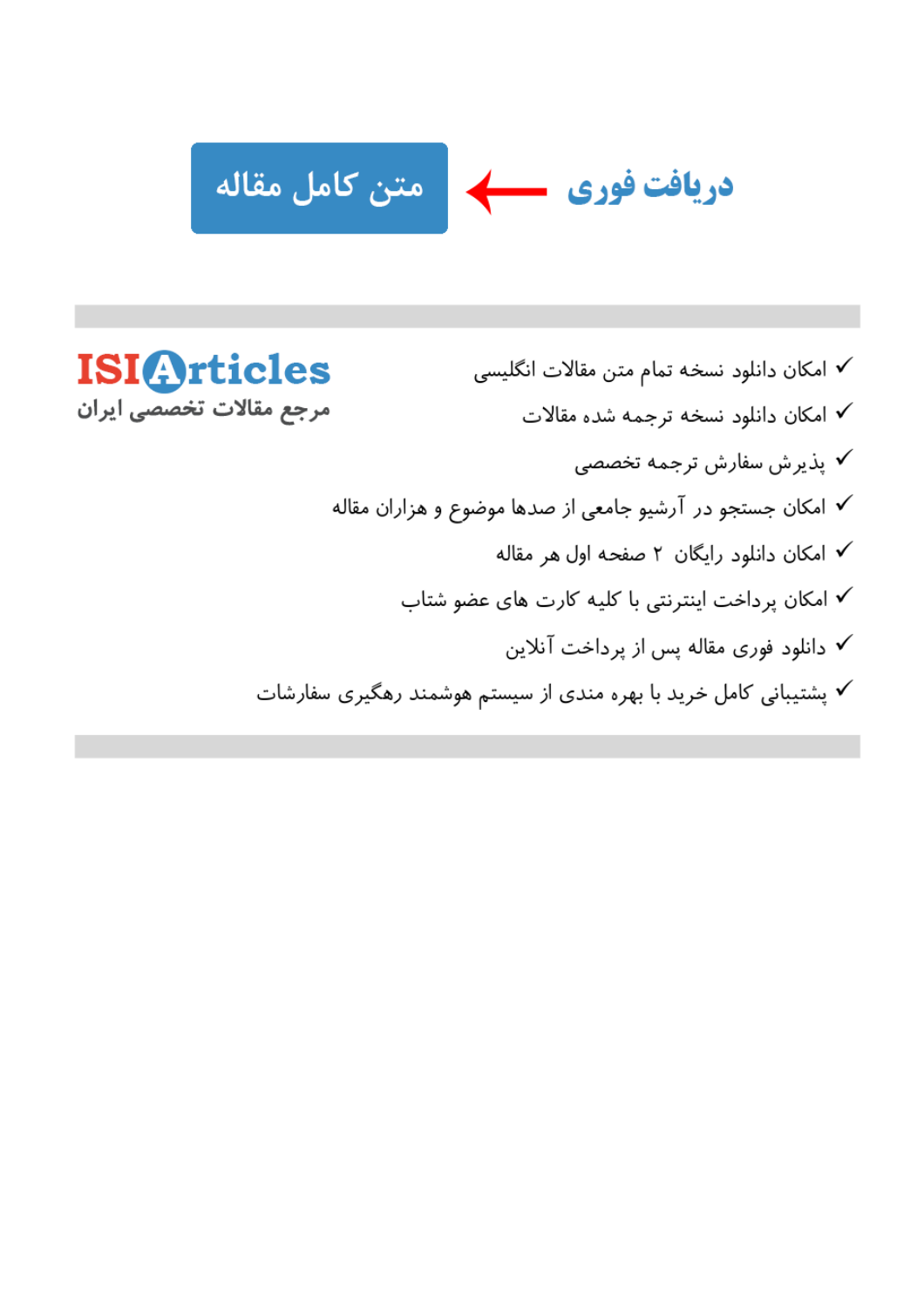دریافت فوری ← **متن کامل مقاله**

**ISIArticles**
مرجع مقالات تخصصی ایران

- ✓ امکان دانلود نسخه تمام متن مقالات انگلیسی
- ✓ امکان دانلود نسخه ترجمه شده مقالات
- ✓ پذیرش سفارش ترجمه تخصصی
- ✓ امکان جستجو در آرشیو جامعی از صدها موضوع و هزاران مقاله
- ✓ امکان دانلود رایگان ۲ صفحه اول هر مقاله
- ✓ امکان پرداخت اینترنتی با کلیه کارت های عضو شتاب
- ✓ دانلود فوری مقاله پس از پرداخت آنلاین
- ✓ پشتیبانی کامل خرید با بهره مندی از سیستم هوشمند رهگیری سفارشات